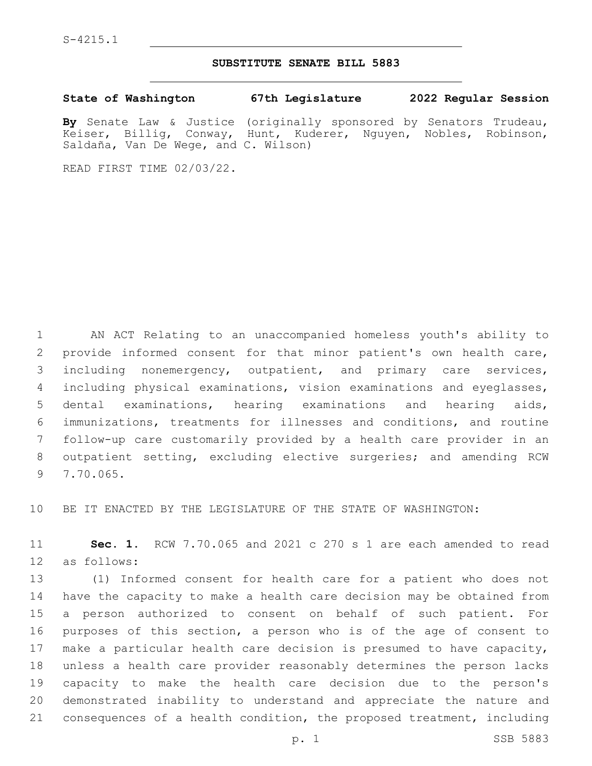S-4215.1

# SUBSTITUTE SENATE BILL 5883

**State of Washington 67th Legislature 2022 Regular Session**

**By** Senate Law & Justice (originally sponsored by Senators Trudeau, Keiser, Billig, Conway, Hunt, Kuderer, Nguyen, Nobles, Robinson, Saldaña, Van De Wege, and C. Wilson)

READ FIRST TIME 02/03/22.

AN ACT Relating to an unaccompanied homeless youth's ability to provide informed consent for that minor patient's own health care, including nonemergency, outpatient, and primary care services, including physical examinations, vision examinations and eyeglasses, dental examinations, hearing examinations and hearing aids, immunizations, treatments for illnesses and conditions, and routine follow-up care customarily provided by a health care provider in an outpatient setting, excluding elective surgeries; and amending RCW 7.70.065.

BE IT ENACTED BY THE LEGISLATURE OF THE STATE OF WASHINGTON:

**Sec. 1.** RCW 7.70.065 and 2021 c 270 s 1 are each amended to read as follows:

(1) Informed consent for health care for a patient who does not have the capacity to make a health care decision may be obtained from a person authorized to consent on behalf of such patient. For purposes of this section, a person who is of the age of consent to make a particular health care decision is presumed to have capacity, unless a health care provider reasonably determines the person lacks capacity to make the health care decision due to the person's demonstrated inability to understand and appreciate the nature and consequences of a health condition, the proposed treatment, including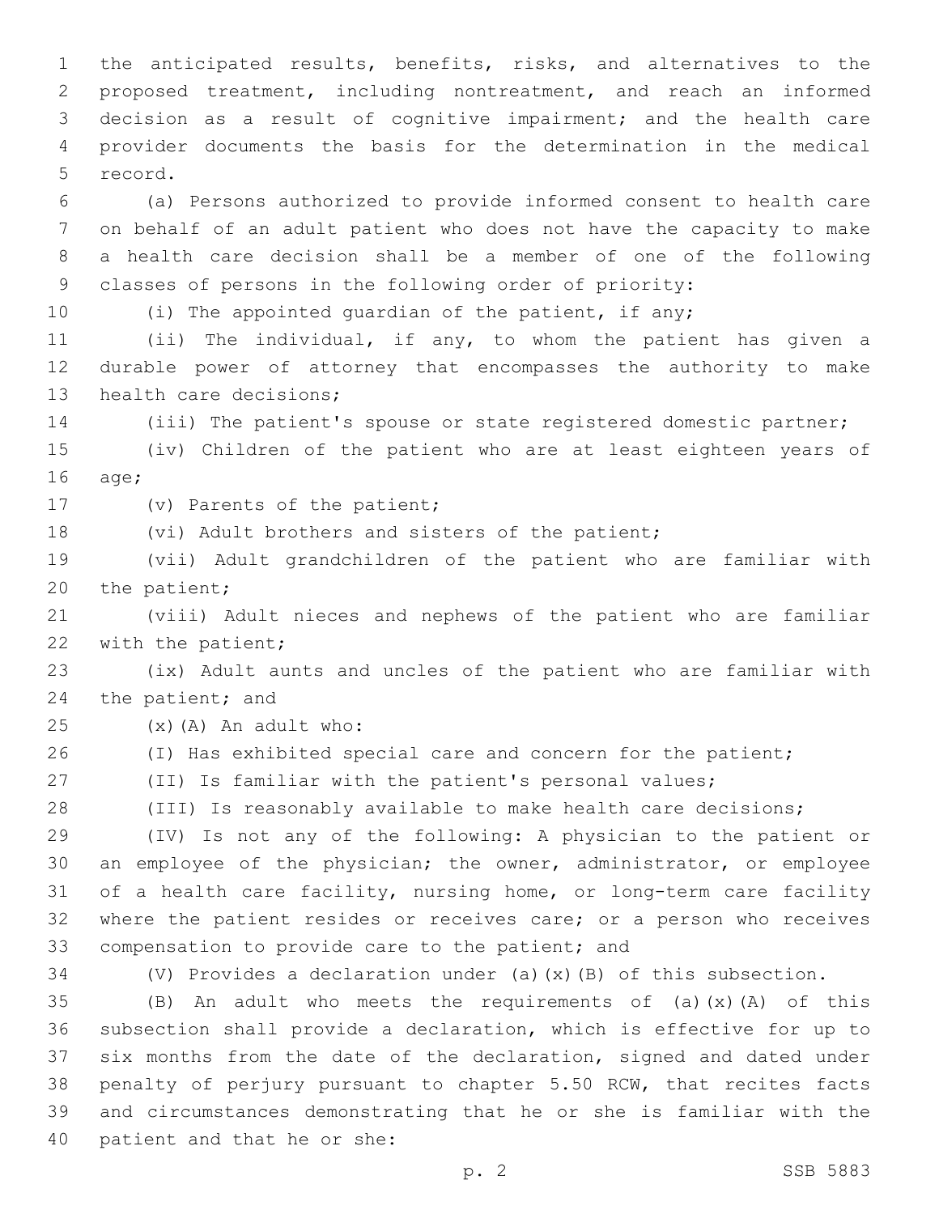the anticipated results, benefits, risks, and alternatives to the proposed treatment, including nontreatment, and reach an informed decision as a result of cognitive impairment; and the health care provider documents the basis for the determination in the medical record.

(a) Persons authorized to provide informed consent to health care on behalf of an adult patient who does not have the capacity to make a health care decision shall be a member of one of the following classes of persons in the following order of priority:

(i) The appointed guardian of the patient, if any;

(ii) The individual, if any, to whom the patient has given a durable power of attorney that encompasses the authority to make health care decisions;

(iii) The patient's spouse or state registered domestic partner;

(iv) Children of the patient who are at least eighteen years of age;

(v) Parents of the patient;

(vi) Adult brothers and sisters of the patient;

(vii) Adult grandchildren of the patient who are familiar with the patient;

(viii) Adult nieces and nephews of the patient who are familiar with the patient;

(ix) Adult aunts and uncles of the patient who are familiar with the patient; and

(x)(A) An adult who:

(I) Has exhibited special care and concern for the patient;

(II) Is familiar with the patient's personal values;

(III) Is reasonably available to make health care decisions;

(IV) Is not any of the following: A physician to the patient or an employee of the physician; the owner, administrator, or employee of a health care facility, nursing home, or long-term care facility where the patient resides or receives care; or a person who receives compensation to provide care to the patient; and

(V) Provides a declaration under (a)(x)(B) of this subsection.

(B) An adult who meets the requirements of (a)(x)(A) of this subsection shall provide a declaration, which is effective for up to six months from the date of the declaration, signed and dated under penalty of perjury pursuant to chapter 5.50 RCW, that recites facts and circumstances demonstrating that he or she is familiar with the patient and that he or she: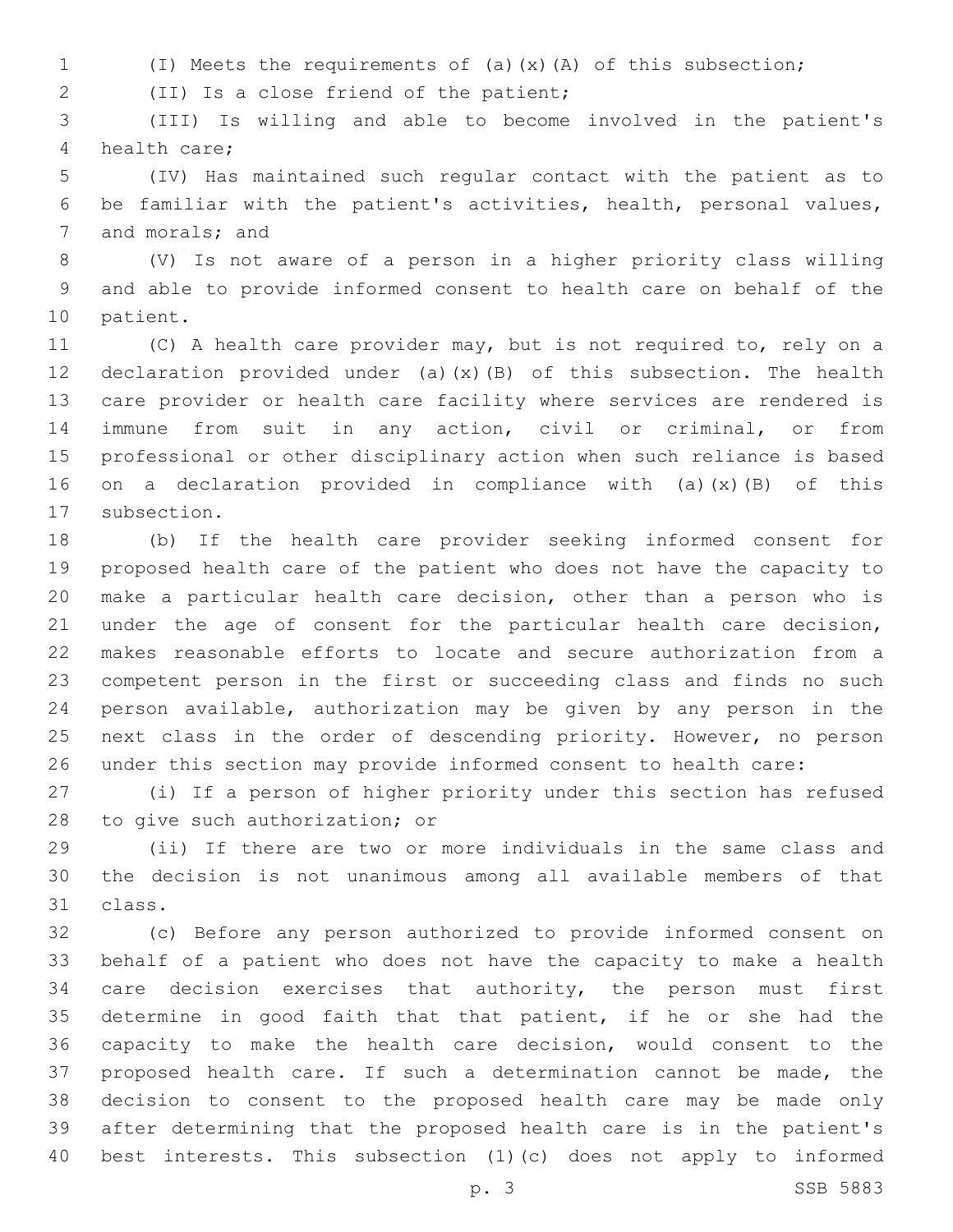(I) Meets the requirements of (a)(x)(A) of this subsection;

(II) Is a close friend of the patient;

(III) Is willing and able to become involved in the patient's health care;

(IV) Has maintained such regular contact with the patient as to be familiar with the patient's activities, health, personal values, and morals; and

(V) Is not aware of a person in a higher priority class willing and able to provide informed consent to health care on behalf of the patient.

(C) A health care provider may, but is not required to, rely on a declaration provided under (a)(x)(B) of this subsection. The health care provider or health care facility where services are rendered is immune from suit in any action, civil or criminal, or from professional or other disciplinary action when such reliance is based on a declaration provided in compliance with (a)(x)(B) of this subsection.

(b) If the health care provider seeking informed consent for proposed health care of the patient who does not have the capacity to make a particular health care decision, other than a person who is under the age of consent for the particular health care decision, makes reasonable efforts to locate and secure authorization from a competent person in the first or succeeding class and finds no such person available, authorization may be given by any person in the next class in the order of descending priority. However, no person under this section may provide informed consent to health care:

(i) If a person of higher priority under this section has refused to give such authorization; or

(ii) If there are two or more individuals in the same class and the decision is not unanimous among all available members of that class.

(c) Before any person authorized to provide informed consent on behalf of a patient who does not have the capacity to make a health care decision exercises that authority, the person must first determine in good faith that that patient, if he or she had the capacity to make the health care decision, would consent to the proposed health care. If such a determination cannot be made, the decision to consent to the proposed health care may be made only after determining that the proposed health care is in the patient's best interests. This subsection (1)(c) does not apply to informed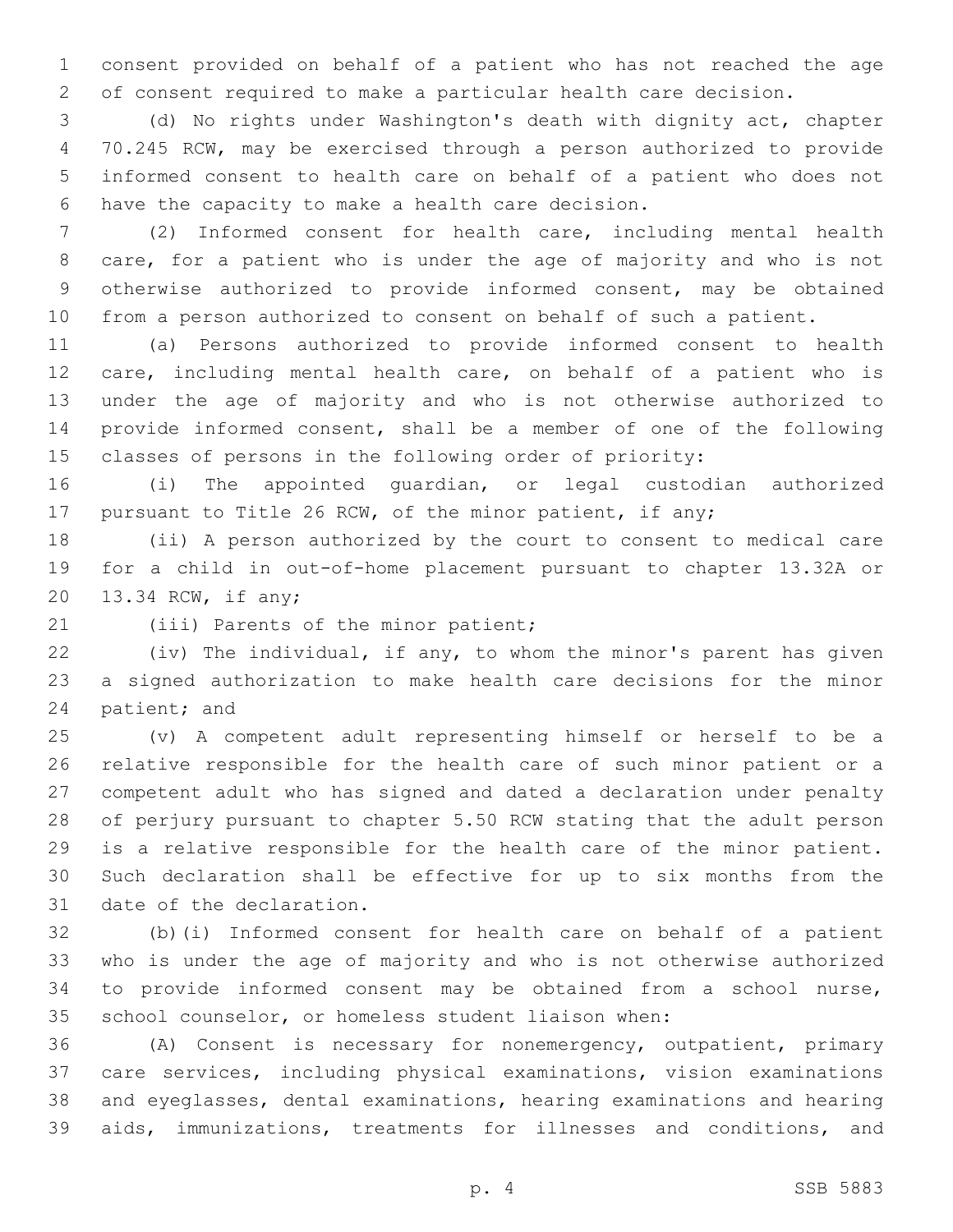consent provided on behalf of a patient who has not reached the age of consent required to make a particular health care decision.

(d) No rights under Washington's death with dignity act, chapter 70.245 RCW, may be exercised through a person authorized to provide informed consent to health care on behalf of a patient who does not have the capacity to make a health care decision.

(2) Informed consent for health care, including mental health care, for a patient who is under the age of majority and who is not otherwise authorized to provide informed consent, may be obtained from a person authorized to consent on behalf of such a patient.

(a) Persons authorized to provide informed consent to health care, including mental health care, on behalf of a patient who is under the age of majority and who is not otherwise authorized to provide informed consent, shall be a member of one of the following classes of persons in the following order of priority:

(i) The appointed guardian, or legal custodian authorized pursuant to Title 26 RCW, of the minor patient, if any;

(ii) A person authorized by the court to consent to medical care for a child in out-of-home placement pursuant to chapter 13.32A or 13.34 RCW, if any;

(iii) Parents of the minor patient;

(iv) The individual, if any, to whom the minor's parent has given a signed authorization to make health care decisions for the minor patient; and

(v) A competent adult representing himself or herself to be a relative responsible for the health care of such minor patient or a competent adult who has signed and dated a declaration under penalty of perjury pursuant to chapter 5.50 RCW stating that the adult person is a relative responsible for the health care of the minor patient. Such declaration shall be effective for up to six months from the date of the declaration.

(b)(i) Informed consent for health care on behalf of a patient who is under the age of majority and who is not otherwise authorized to provide informed consent may be obtained from a school nurse, school counselor, or homeless student liaison when:

(A) Consent is necessary for nonemergency, outpatient, primary care services, including physical examinations, vision examinations and eyeglasses, dental examinations, hearing examinations and hearing aids, immunizations, treatments for illnesses and conditions, and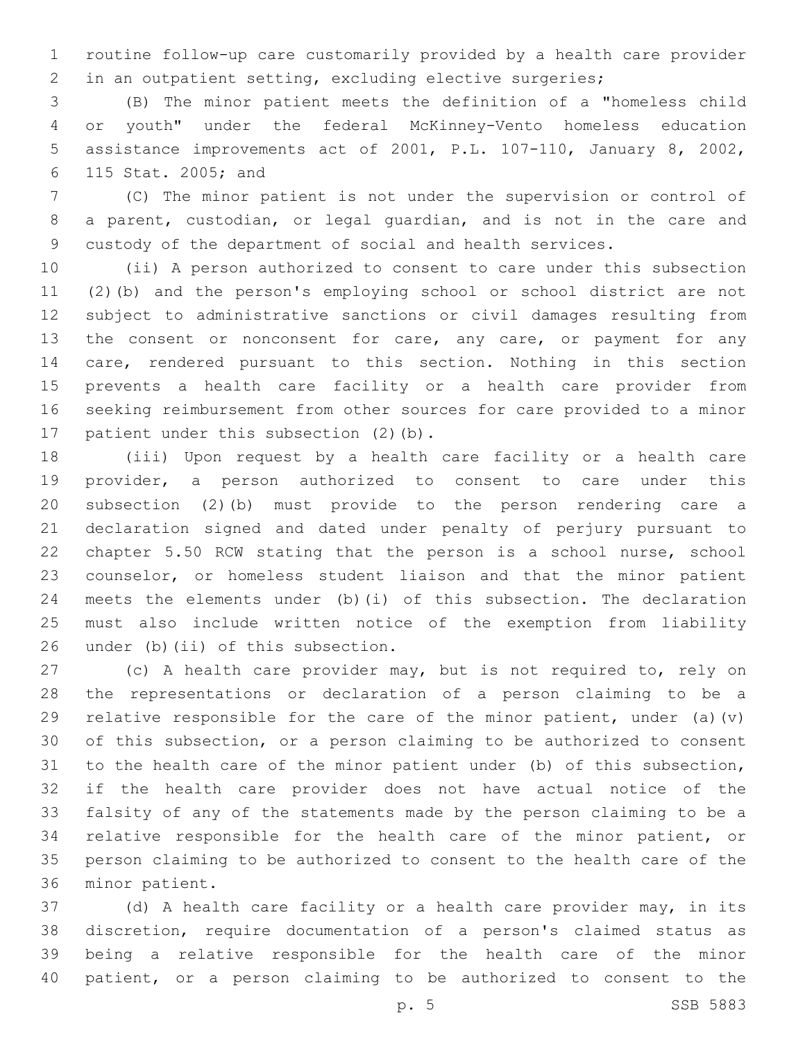routine follow-up care customarily provided by a health care provider in an outpatient setting, excluding elective surgeries;

(B) The minor patient meets the definition of a "homeless child or youth" under the federal McKinney-Vento homeless education assistance improvements act of 2001, P.L. 107-110, January 8, 2002, 115 Stat. 2005; and

(C) The minor patient is not under the supervision or control of a parent, custodian, or legal guardian, and is not in the care and custody of the department of social and health services.

(ii) A person authorized to consent to care under this subsection (2)(b) and the person's employing school or school district are not subject to administrative sanctions or civil damages resulting from the consent or nonconsent for care, any care, or payment for any care, rendered pursuant to this section. Nothing in this section prevents a health care facility or a health care provider from seeking reimbursement from other sources for care provided to a minor patient under this subsection (2)(b).

(iii) Upon request by a health care facility or a health care provider, a person authorized to consent to care under this subsection (2)(b) must provide to the person rendering care a declaration signed and dated under penalty of perjury pursuant to chapter 5.50 RCW stating that the person is a school nurse, school counselor, or homeless student liaison and that the minor patient meets the elements under (b)(i) of this subsection. The declaration must also include written notice of the exemption from liability under (b)(ii) of this subsection.

(c) A health care provider may, but is not required to, rely on the representations or declaration of a person claiming to be a relative responsible for the care of the minor patient, under (a)(v) of this subsection, or a person claiming to be authorized to consent to the health care of the minor patient under (b) of this subsection, if the health care provider does not have actual notice of the falsity of any of the statements made by the person claiming to be a relative responsible for the health care of the minor patient, or person claiming to be authorized to consent to the health care of the minor patient.

(d) A health care facility or a health care provider may, in its discretion, require documentation of a person's claimed status as being a relative responsible for the health care of the minor patient, or a person claiming to be authorized to consent to the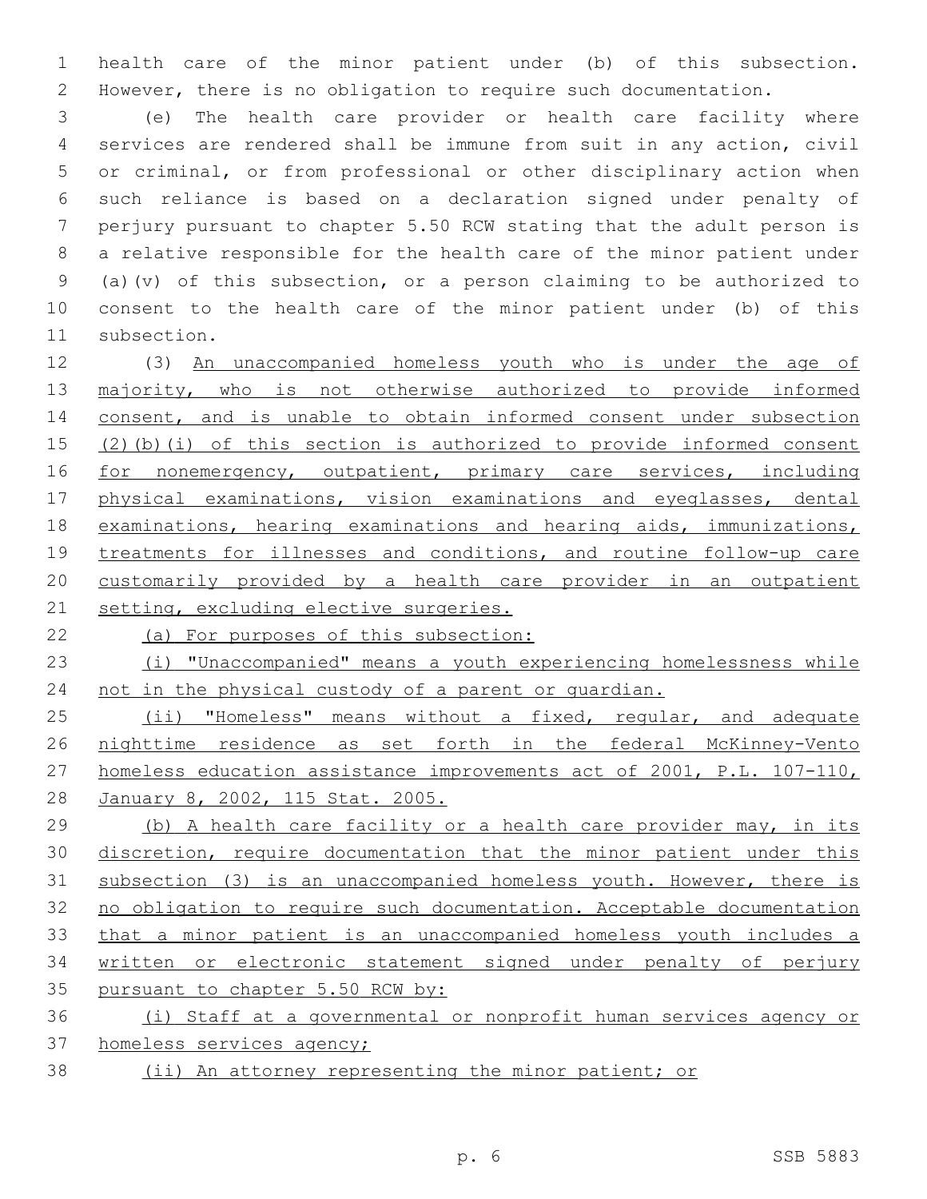health care of the minor patient under (b) of this subsection. However, there is no obligation to require such documentation.

(e) The health care provider or health care facility where services are rendered shall be immune from suit in any action, civil or criminal, or from professional or other disciplinary action when such reliance is based on a declaration signed under penalty of perjury pursuant to chapter 5.50 RCW stating that the adult person is a relative responsible for the health care of the minor patient under (a)(v) of this subsection, or a person claiming to be authorized to consent to the health care of the minor patient under (b) of this subsection.

(3) <u>An unaccompanied homeless youth who is under the age of majority, who is not otherwise authorized to provide informed consent, and is unable to obtain informed consent under subsection (2)(b)(i) of this section is authorized to provide informed consent for nonemergency, outpatient, primary care services, including physical examinations, vision examinations and eyeglasses, dental examinations, hearing examinations and hearing aids, immunizations, treatments for illnesses and conditions, and routine follow-up care customarily provided by a health care provider in an outpatient setting, excluding elective surgeries.</u>

<u>(a) For purposes of this subsection:</u>

<u>(i) "Unaccompanied" means a youth experiencing homelessness while not in the physical custody of a parent or guardian.</u>

<u>(ii) "Homeless" means without a fixed, regular, and adequate nighttime residence as set forth in the federal McKinney-Vento homeless education assistance improvements act of 2001, P.L. 107-110, January 8, 2002, 115 Stat. 2005.</u>

<u>(b) A health care facility or a health care provider may, in its discretion, require documentation that the minor patient under this subsection (3) is an unaccompanied homeless youth. However, there is no obligation to require such documentation. Acceptable documentation that a minor patient is an unaccompanied homeless youth includes a written or electronic statement signed under penalty of perjury pursuant to chapter 5.50 RCW by:</u>

<u>(i) Staff at a governmental or nonprofit human services agency or homeless services agency;</u>

<u>(ii) An attorney representing the minor patient; or</u>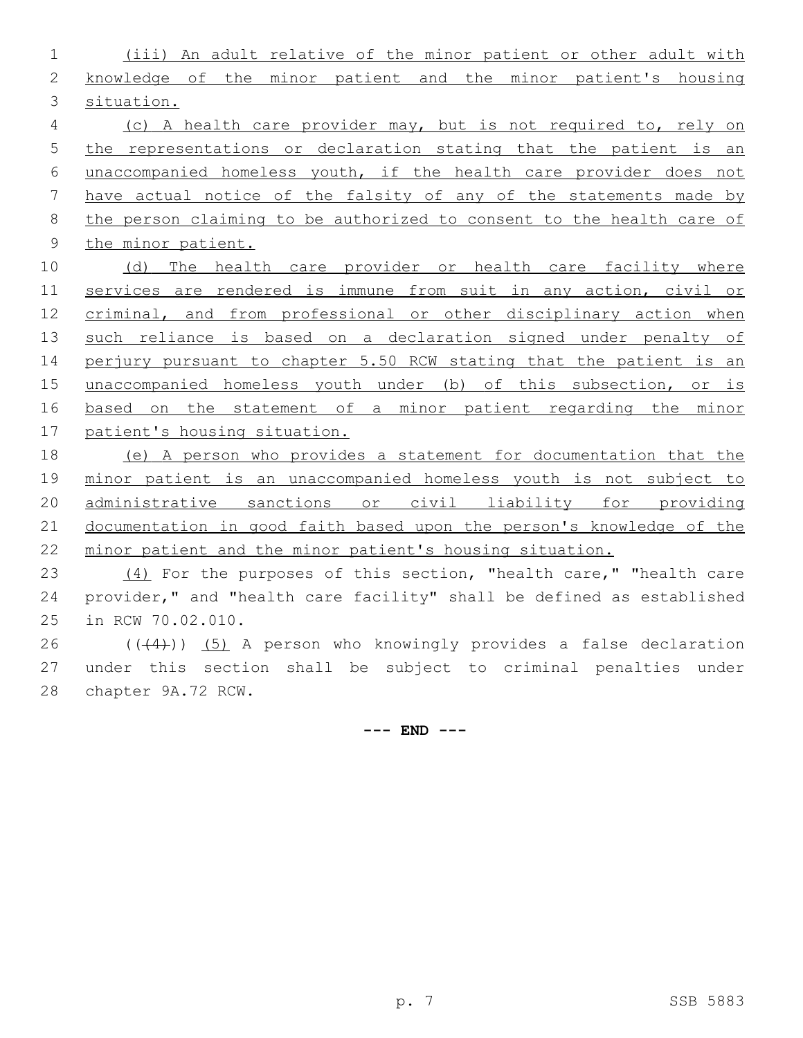(iii) An adult relative of the minor patient or other adult with knowledge of the minor patient and the minor patient's housing situation.

(c) A health care provider may, but is not required to, rely on the representations or declaration stating that the patient is an unaccompanied homeless youth, if the health care provider does not have actual notice of the falsity of any of the statements made by the person claiming to be authorized to consent to the health care of the minor patient.

(d) The health care provider or health care facility where services are rendered is immune from suit in any action, civil or criminal, and from professional or other disciplinary action when such reliance is based on a declaration signed under penalty of perjury pursuant to chapter 5.50 RCW stating that the patient is an unaccompanied homeless youth under (b) of this subsection, or is based on the statement of a minor patient regarding the minor patient's housing situation.

(e) A person who provides a statement for documentation that the minor patient is an unaccompanied homeless youth is not subject to administrative sanctions or civil liability for providing documentation in good faith based upon the person's knowledge of the minor patient and the minor patient's housing situation.

(4) For the purposes of this section, "health care," "health care provider," and "health care facility" shall be defined as established in RCW 70.02.010.

(((4))) (5) A person who knowingly provides a false declaration under this section shall be subject to criminal penalties under chapter 9A.72 RCW.

**--- END ---**